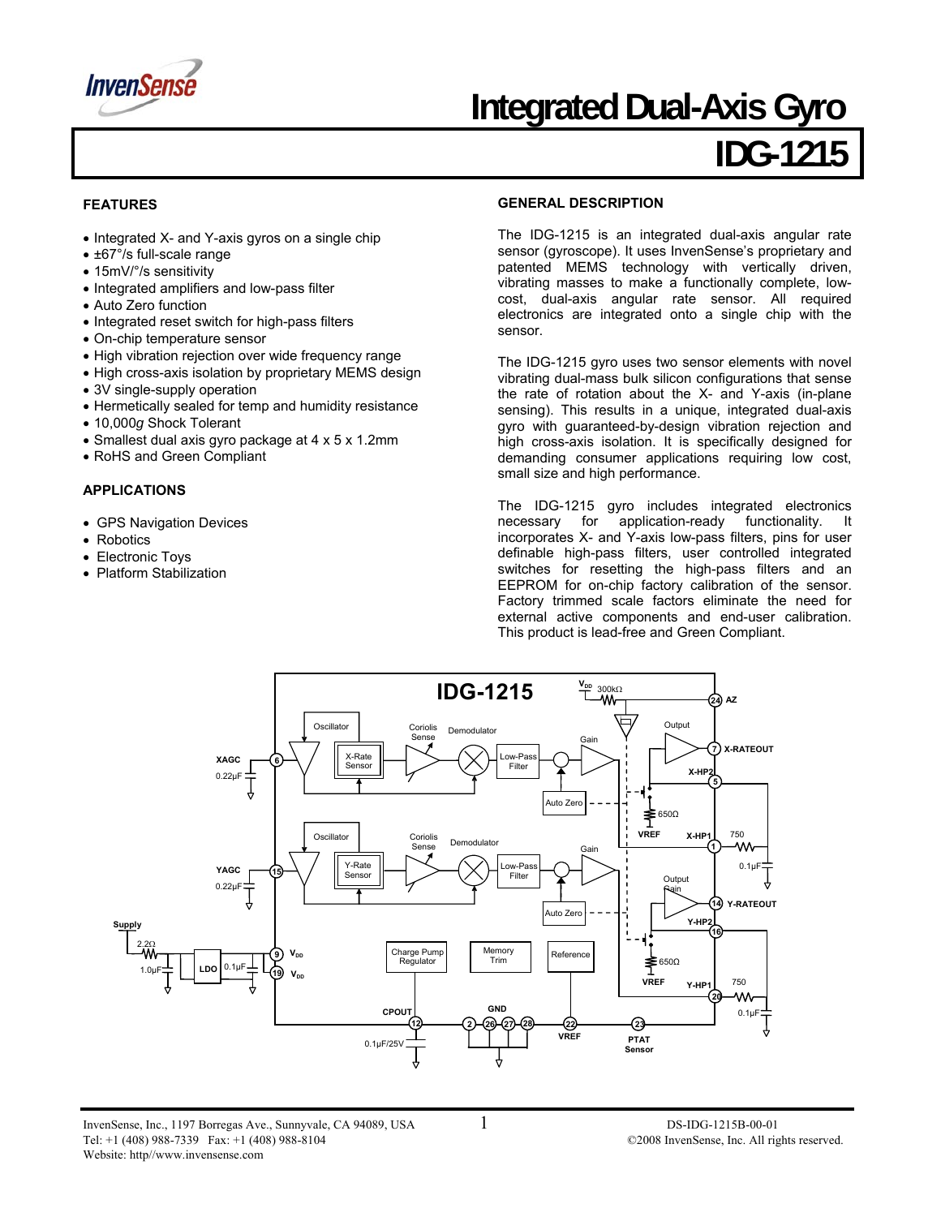# Integrated Dual-Axis Gyro

# IDG-1215

## FEATURES

- Integrated X- and Y-axis gyros on a single chip
- ±67°/s full-scale range
- 15mV/°/s sensitivity
- Integrated amplifiers and low-pass filter
- Auto Zero function
- Integrated reset switch for high-pass filters
- On-chip temperature sensor
- High vibration rejection over wide frequency range
- High cross-axis isolation by proprietary MEMS design
- 3V single-supply operation
- Hermetically sealed for temp and humidity resistance
- 10,000*g* Shock Tolerant
- Smallest dual axis gyro package at 4 x 5 x 1.2mm
- RoHS and Green Compliant

## APPLICATIONS

- GPS Navigation Devices
- Robotics
- Electronic Toys
- Platform Stabilization

## GENERAL DESCRIPTION

The IDG-1215 is an integrated dual-axis angular rate sensor (gyroscope). It uses InvenSense's proprietary and patented MEMS technology with vertically driven, vibrating masses to make a functionally complete, low-cost, dual-axis angular rate sensor. All required electronics are integrated onto a single chip with the sensor.

The IDG-1215 gyro uses two sensor elements with novel vibrating dual-mass bulk silicon configurations that sense the rate of rotation about the X- and Y-axis (in-plane sensing). This results in a unique, integrated dual-axis gyro with guaranteed-by-design vibration rejection and high cross-axis isolation. It is specifically designed for demanding consumer applications requiring low cost, small size and high performance.

The IDG-1215 gyro includes integrated electronics necessary for application-ready functionality. It incorporates X- and Y-axis low-pass filters, pins for user definable high-pass filters, user controlled integrated switches for resetting the high-pass filters and an EEPROM for on-chip factory calibration of the sensor. Factory trimmed scale factors eliminate the need for external active components and end-user calibration. This product is lead-free and Green Compliant.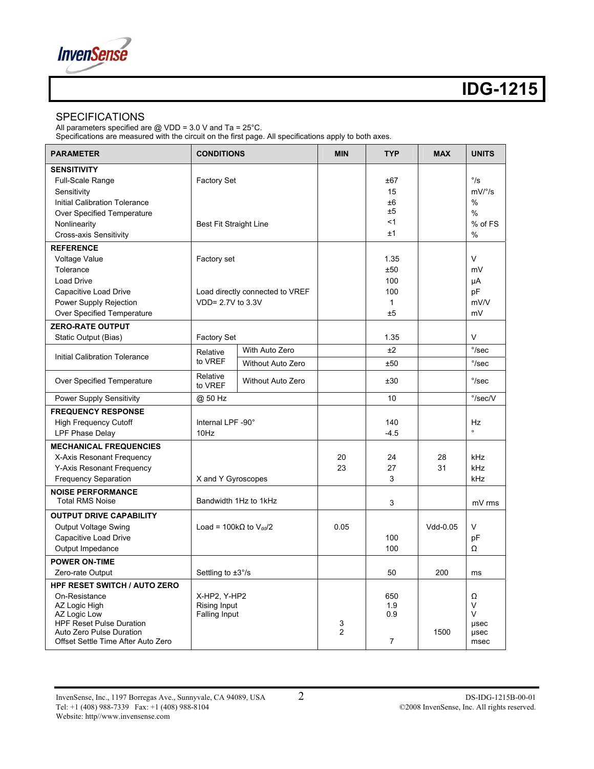## SPECIFICATIONS

All parameters specified are @ VDD = 3.0 V and Ta = 25°C.
Specifications are measured with the circuit on the first page. All specifications apply to both axes.

| PARAMETER | CONDITIONS | | MIN | TYP | MAX | UNITS |
|---|---|---|---|---|---|---|
| **SENSITIVITY** | | | | | | |
| Full-Scale Range | Factory Set | | | ±67 | | °/s |
| Sensitivity | | | | 15 | | mV/°/s |
| Initial Calibration Tolerance | | | | ±6 | | % |
| Over Specified Temperature | | | | ±5 | | % |
| Nonlinearity | Best Fit Straight Line | | | <1 | | % of FS |
| Cross-axis Sensitivity | | | | ±1 | | % |
| **REFERENCE** | | | | | | |
| Voltage Value | Factory set | | | 1.35 | | V |
| Tolerance | | | | ±50 | | mV |
| Load Drive | | | | 100 | | µA |
| Capacitive Load Drive | Load directly connected to VREF | | | 100 | | pF |
| Power Supply Rejection | VDD= 2.7V to 3.3V | | | 1 | | mV/V |
| Over Specified Temperature | | | | ±5 | | mV |
| **ZERO-RATE OUTPUT** | | | | | | |
| Static Output (Bias) | Factory Set | | | 1.35 | | V |
| Initial Calibration Tolerance | Relative to VREF | With Auto Zero | | ±2 | | °/sec |
| | | Without Auto Zero | | ±50 | | °/sec |
| Over Specified Temperature | Relative to VREF | Without Auto Zero | | ±30 | | °/sec |
| Power Supply Sensitivity | @ 50 Hz | | | 10 | | °/sec/V |
| **FREQUENCY RESPONSE** | | | | | | |
| High Frequency Cutoff | Internal LPF -90° | | | 140 | | Hz |
| LPF Phase Delay | 10Hz | | | -4.5 | | ° |
| **MECHANICAL FREQUENCIES** | | | | | | |
| X-Axis Resonant Frequency | | | 20 | 24 | 28 | kHz |
| Y-Axis Resonant Frequency | | | 23 | 27 | 31 | kHz |
| Frequency Separation | X and Y Gyroscopes | | | 3 | | kHz |
| **NOISE PERFORMANCE** | | | | | | |
| Total RMS Noise | Bandwidth 1Hz to 1kHz | | | 3 | | mV rms |
| **OUTPUT DRIVE CAPABILITY** | | | | | | |
| Output Voltage Swing | Load = 100kΩ to $V_{dd}$/2 | | 0.05 | | Vdd-0.05 | V |
| Capacitive Load Drive | | | | 100 | | pF |
| Output Impedance | | | | 100 | | Ω |
| **POWER ON-TIME** | | | | | | |
| Zero-rate Output | Settling to ±3°/s | | | 50 | 200 | ms |
| **HPF RESET SWITCH / AUTO ZERO** | | | | | | |
| On-Resistance | X-HP2, Y-HP2 | | | 650 | | Ω |
| AZ Logic High | Rising Input | | | 1.9 | | V |
| AZ Logic Low | Falling Input | | | 0.9 | | V |
| HPF Reset Pulse Duration | | | 3 | | | µsec |
| Auto Zero Pulse Duration | | | 2 | | 1500 | µsec |
| Offset Settle Time After Auto Zero | | | | 7 | | msec |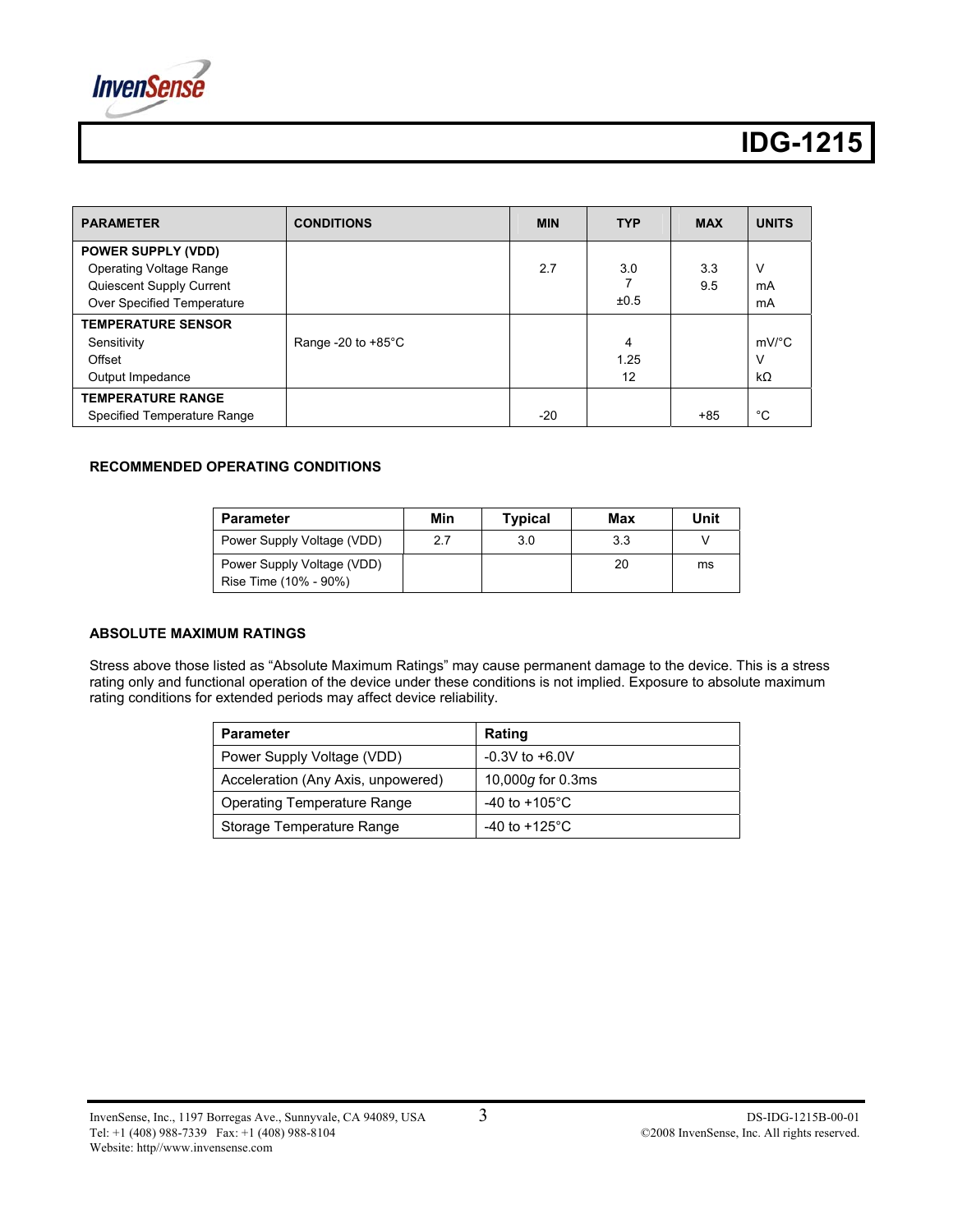| PARAMETER | CONDITIONS | MIN | TYP | MAX | UNITS |
|---|---|---|---|---|---|
| **POWER SUPPLY (VDD)** | | | | | |
| Operating Voltage Range | | 2.7 | 3.0 | 3.3 | V |
| Quiescent Supply Current | | | 7 | 9.5 | mA |
| Over Specified Temperature | | | ±0.5 | | mA |
| **TEMPERATURE SENSOR** | | | | | |
| Sensitivity | Range -20 to +85°C | | 4 | | mV/°C |
| Offset | | | 1.25 | | V |
| Output Impedance | | | 12 | | kΩ |
| **TEMPERATURE RANGE** | | | | | |
| Specified Temperature Range | | -20 | | +85 | °C |

## RECOMMENDED OPERATING CONDITIONS

| Parameter | Min | Typical | Max | Unit |
|---|---|---|---|---|
| Power Supply Voltage (VDD) | 2.7 | 3.0 | 3.3 | V |
| Power Supply Voltage (VDD) Rise Time (10% - 90%) | | | 20 | ms |

## ABSOLUTE MAXIMUM RATINGS

Stress above those listed as “Absolute Maximum Ratings” may cause permanent damage to the device. This is a stress rating only and functional operation of the device under these conditions is not implied. Exposure to absolute maximum rating conditions for extended periods may affect device reliability.

| Parameter | Rating |
|---|---|
| Power Supply Voltage (VDD) | -0.3V to +6.0V |
| Acceleration (Any Axis, unpowered) | 10,000*g* for 0.3ms |
| Operating Temperature Range | -40 to +105°C |
| Storage Temperature Range | -40 to +125°C |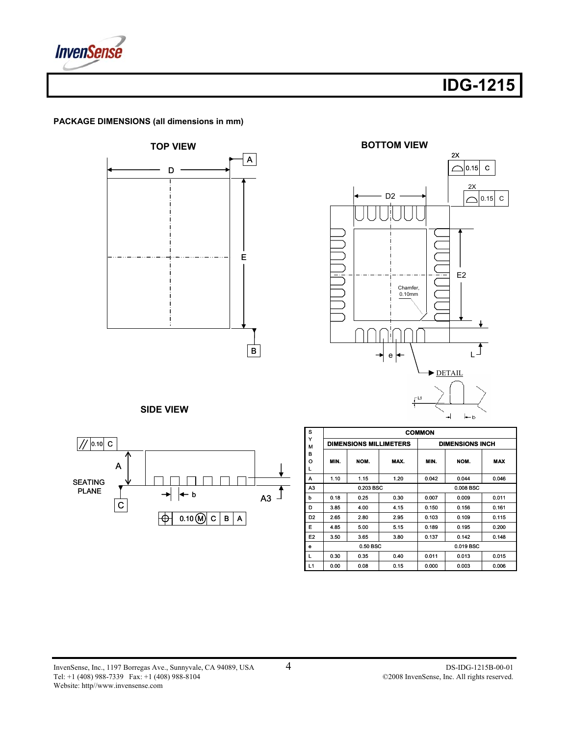**PACKAGE DIMENSIONS (all dimensions in mm)**

TOP VIEW

BOTTOM VIEW

SIDE VIEW

| SYMBOL | COMMON | | | | | |
|---|---|---|---|---|---|---|
| | DIMENSIONS MILLIMETERS | | | DIMENSIONS INCH | | |
| | MIN. | NOM. | MAX. | MIN. | NOM. | MAX |
| A | 1.10 | 1.15 | 1.20 | 0.042 | 0.044 | 0.046 |
| A3 | 0.203 BSC | | | 0.008 BSC | | |
| b | 0.18 | 0.25 | 0.30 | 0.007 | 0.009 | 0.011 |
| D | 3.85 | 4.00 | 4.15 | 0.150 | 0.156 | 0.161 |
| D2 | 2.65 | 2.80 | 2.95 | 0.103 | 0.109 | 0.115 |
| E | 4.85 | 5.00 | 5.15 | 0.189 | 0.195 | 0.200 |
| E2 | 3.50 | 3.65 | 3.80 | 0.137 | 0.142 | 0.148 |
| e | 0.50 BSC | | | 0.019 BSC | | |
| L | 0.30 | 0.35 | 0.40 | 0.011 | 0.013 | 0.015 |
| L1 | 0.00 | 0.08 | 0.15 | 0.000 | 0.003 | 0.006 |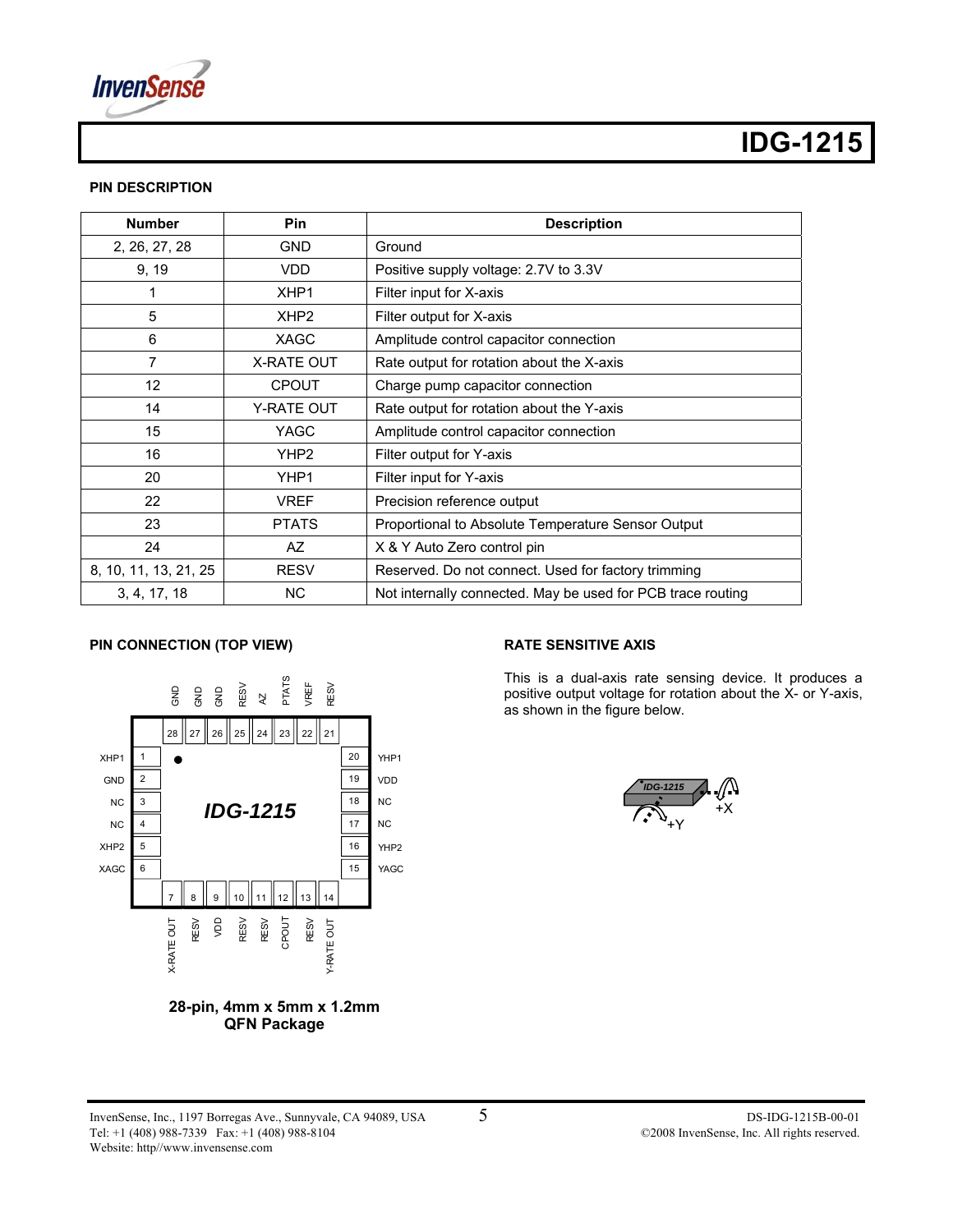## PIN DESCRIPTION

| Number | Pin | Description |
|---|---|---|
| 2, 26, 27, 28 | GND | Ground |
| 9, 19 | VDD | Positive supply voltage: 2.7V to 3.3V |
| 1 | XHP1 | Filter input for X-axis |
| 5 | XHP2 | Filter output for X-axis |
| 6 | XAGC | Amplitude control capacitor connection |
| 7 | X-RATE OUT | Rate output for rotation about the X-axis |
| 12 | CPOUT | Charge pump capacitor connection |
| 14 | Y-RATE OUT | Rate output for rotation about the Y-axis |
| 15 | YAGC | Amplitude control capacitor connection |
| 16 | YHP2 | Filter output for Y-axis |
| 20 | YHP1 | Filter input for Y-axis |
| 22 | VREF | Precision reference output |
| 23 | PTATS | Proportional to Absolute Temperature Sensor Output |
| 24 | AZ | X & Y Auto Zero control pin |
| 8, 10, 11, 13, 21, 25 | RESV | Reserved. Do not connect. Used for factory trimming |
| 3, 4, 17, 18 | NC | Not internally connected. May be used for PCB trace routing |

## PIN CONNECTION (TOP VIEW)

**28-pin, 4mm x 5mm x 1.2mm QFN Package**

## RATE SENSITIVE AXIS

This is a dual-axis rate sensing device. It produces a positive output voltage for rotation about the X- or Y-axis, as shown in the figure below.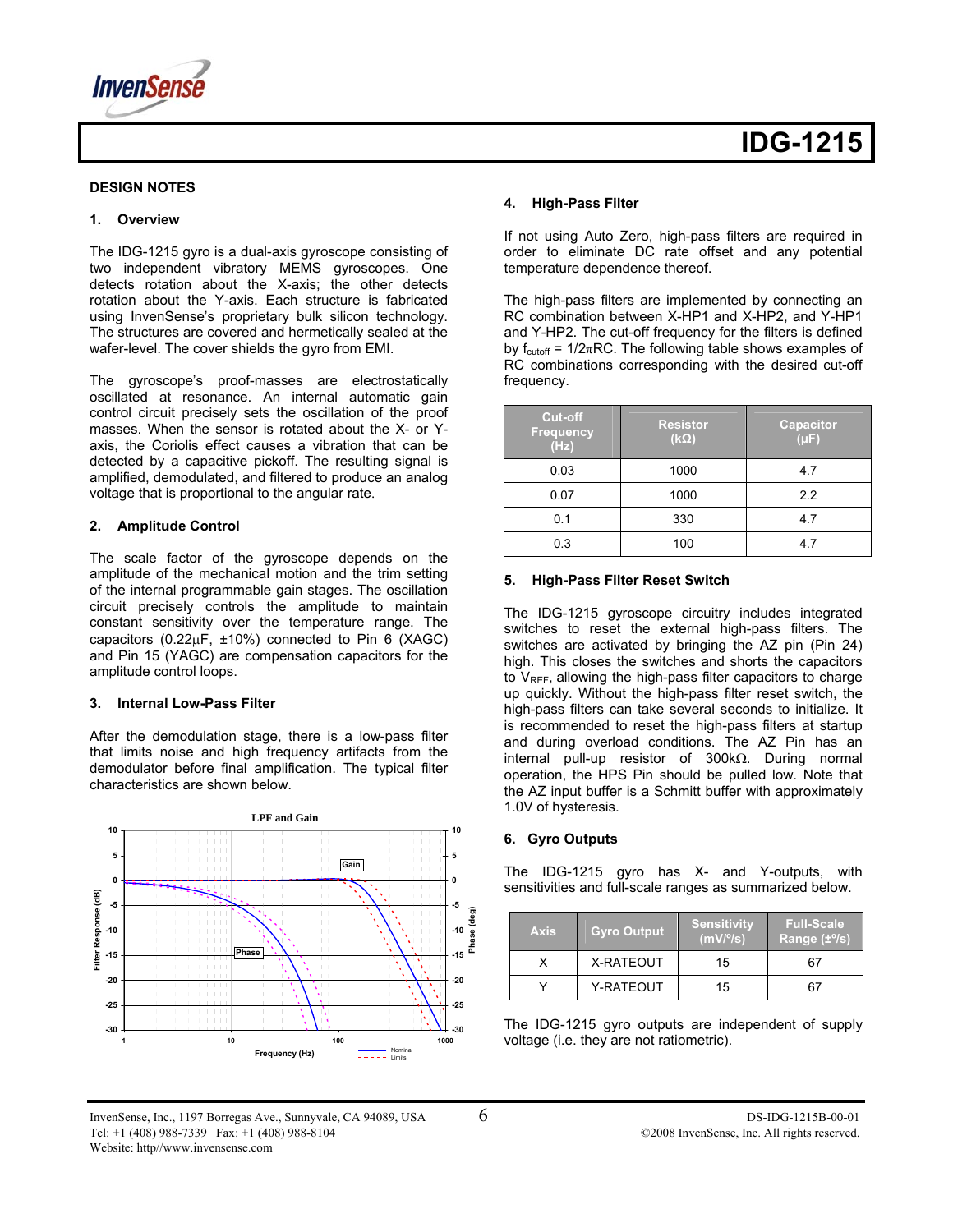## DESIGN NOTES

### 1. Overview

The IDG-1215 gyro is a dual-axis gyroscope consisting of two independent vibratory MEMS gyroscopes. One detects rotation about the X-axis; the other detects rotation about the Y-axis. Each structure is fabricated using InvenSense's proprietary bulk silicon technology. The structures are covered and hermetically sealed at the wafer-level. The cover shields the gyro from EMI.

The gyroscope's proof-masses are electrostatically oscillated at resonance. An internal automatic gain control circuit precisely sets the oscillation of the proof masses. When the sensor is rotated about the X- or Y-axis, the Coriolis effect causes a vibration that can be detected by a capacitive pickoff. The resulting signal is amplified, demodulated, and filtered to produce an analog voltage that is proportional to the angular rate.

### 2. Amplitude Control

The scale factor of the gyroscope depends on the amplitude of the mechanical motion and the trim setting of the internal programmable gain stages. The oscillation circuit precisely controls the amplitude to maintain constant sensitivity over the temperature range. The capacitors (0.22µF, ±10%) connected to Pin 6 (XAGC) and Pin 15 (YAGC) are compensation capacitors for the amplitude control loops.

### 3. Internal Low-Pass Filter

After the demodulation stage, there is a low-pass filter that limits noise and high frequency artifacts from the demodulator before final amplification. The typical filter characteristics are shown below.

LPF and Gain

### 4. High-Pass Filter

If not using Auto Zero, high-pass filters are required in order to eliminate DC rate offset and any potential temperature dependence thereof.

The high-pass filters are implemented by connecting an RC combination between X-HP1 and X-HP2, and Y-HP1 and Y-HP2. The cut-off frequency for the filters is defined by $f_{cutoff} = 1/2\pi RC$. The following table shows examples of RC combinations corresponding with the desired cut-off frequency.

| Cut-off Frequency (Hz) | Resistor (kΩ) | Capacitor (µF) |
|---|---|---|
| 0.03 | 1000 | 4.7 |
| 0.07 | 1000 | 2.2 |
| 0.1 | 330 | 4.7 |
| 0.3 | 100 | 4.7 |

### 5. High-Pass Filter Reset Switch

The IDG-1215 gyroscope circuitry includes integrated switches to reset the external high-pass filters. The switches are activated by bringing the AZ pin (Pin 24) high. This closes the switches and shorts the capacitors to $V_{REF}$, allowing the high-pass filter capacitors to charge up quickly. Without the high-pass filter reset switch, the high-pass filters can take several seconds to initialize. It is recommended to reset the high-pass filters at startup and during overload conditions. The AZ Pin has an internal pull-up resistor of 300kΩ. During normal operation, the HPS Pin should be pulled low. Note that the AZ input buffer is a Schmitt buffer with approximately 1.0V of hysteresis.

### 6. Gyro Outputs

The IDG-1215 gyro has X- and Y-outputs, with sensitivities and full-scale ranges as summarized below.

| Axis | Gyro Output | Sensitivity (mV/°/s) | Full-Scale Range (±°/s) |
|---|---|---|---|
| X | X-RATEOUT | 15 | 67 |
| Y | Y-RATEOUT | 15 | 67 |

The IDG-1215 gyro outputs are independent of supply voltage (i.e. they are not ratiometric).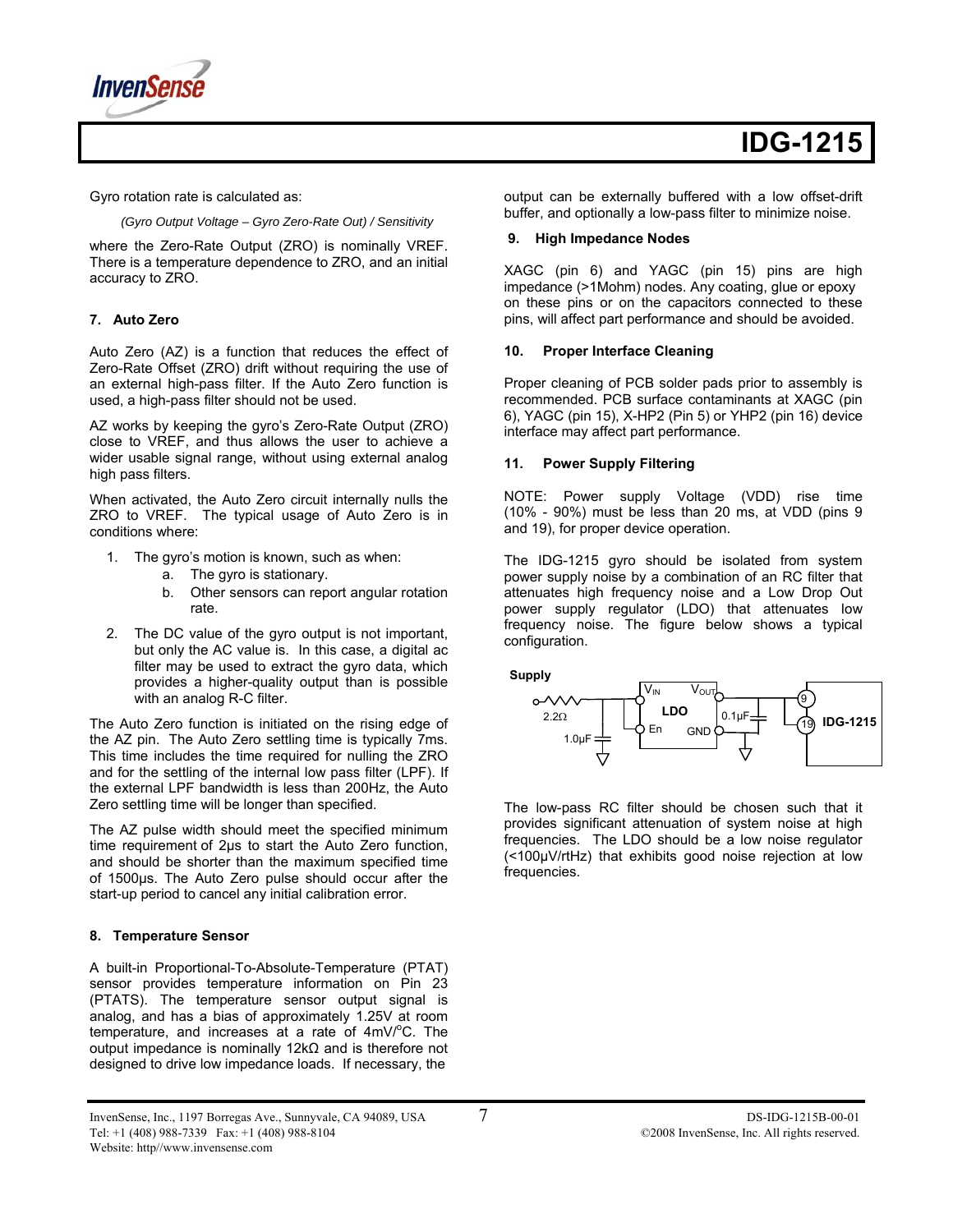Gyro rotation rate is calculated as:

*(Gyro Output Voltage – Gyro Zero-Rate Out) / Sensitivity*

where the Zero-Rate Output (ZRO) is nominally VREF. There is a temperature dependence to ZRO, and an initial accuracy to ZRO.

## 7. Auto Zero

Auto Zero (AZ) is a function that reduces the effect of Zero-Rate Offset (ZRO) drift without requiring the use of an external high-pass filter. If the Auto Zero function is used, a high-pass filter should not be used.

AZ works by keeping the gyro's Zero-Rate Output (ZRO) close to VREF, and thus allows the user to achieve a wider usable signal range, without using external analog high pass filters.

When activated, the Auto Zero circuit internally nulls the ZRO to VREF. The typical usage of Auto Zero is in conditions where:

1. The gyro's motion is known, such as when:
   a. The gyro is stationary.
   b. Other sensors can report angular rotation rate.
2. The DC value of the gyro output is not important, but only the AC value is. In this case, a digital ac filter may be used to extract the gyro data, which provides a higher-quality output than is possible with an analog R-C filter.

The Auto Zero function is initiated on the rising edge of the AZ pin. The Auto Zero settling time is typically 7ms. This time includes the time required for nulling the ZRO and for the settling of the internal low pass filter (LPF). If the external LPF bandwidth is less than 200Hz, the Auto Zero settling time will be longer than specified.

The AZ pulse width should meet the specified minimum time requirement of 2µs to start the Auto Zero function, and should be shorter than the maximum specified time of 1500µs. The Auto Zero pulse should occur after the start-up period to cancel any initial calibration error.

## 8. Temperature Sensor

A built-in Proportional-To-Absolute-Temperature (PTAT) sensor provides temperature information on Pin 23 (PTATS). The temperature sensor output signal is analog, and has a bias of approximately 1.25V at room temperature, and increases at a rate of 4mV/°C. The output impedance is nominally 12kΩ and is therefore not designed to drive low impedance loads. If necessary, the output can be externally buffered with a low offset-drift buffer, and optionally a low-pass filter to minimize noise.

## 9. High Impedance Nodes

XAGC (pin 6) and YAGC (pin 15) pins are high impedance (>1Mohm) nodes. Any coating, glue or epoxy on these pins or on the capacitors connected to these pins, will affect part performance and should be avoided.

## 10. Proper Interface Cleaning

Proper cleaning of PCB solder pads prior to assembly is recommended. PCB surface contaminants at XAGC (pin 6), YAGC (pin 15), X-HP2 (Pin 5) or YHP2 (pin 16) device interface may affect part performance.

## 11. Power Supply Filtering

NOTE: Power supply Voltage (VDD) rise time (10% - 90%) must be less than 20 ms, at VDD (pins 9 and 19), for proper device operation.

The IDG-1215 gyro should be isolated from system power supply noise by a combination of an RC filter that attenuates high frequency noise and a Low Drop Out power supply regulator (LDO) that attenuates low frequency noise. The figure below shows a typical configuration.

Supply — 2.2Ω — 1.0µF — $V_{IN}$ LDO $V_{OUT}$ (En, GND) — 0.1µF — pins 9, 19 IDG-1215

The low-pass RC filter should be chosen such that it provides significant attenuation of system noise at high frequencies. The LDO should be a low noise regulator (<100µV/rtHz) that exhibits good noise rejection at low frequencies.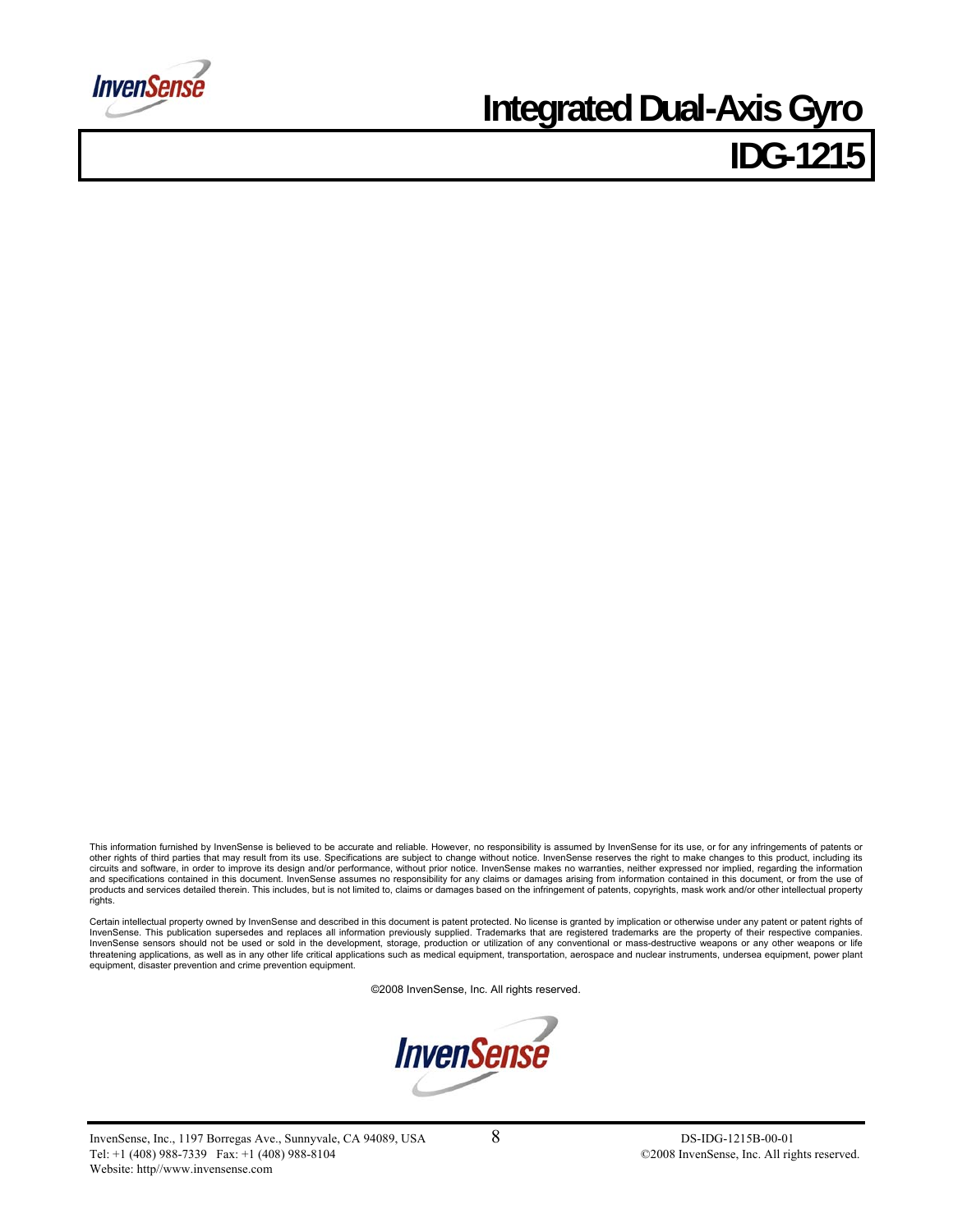This information furnished by InvenSense is believed to be accurate and reliable. However, no responsibility is assumed by InvenSense for its use, or for any infringements of patents or other rights of third parties that may result from its use. Specifications are subject to change without notice. InvenSense reserves the right to make changes to this product, including its circuits and software, in order to improve its design and/or performance, without prior notice. InvenSense makes no warranties, neither expressed nor implied, regarding the information and specifications contained in this document. InvenSense assumes no responsibility for any claims or damages arising from information contained in this document, or from the use of products and services detailed therein. This includes, but is not limited to, claims or damages based on the infringement of patents, copyrights, mask work and/or other intellectual property rights.

Certain intellectual property owned by InvenSense and described in this document is patent protected. No license is granted by implication or otherwise under any patent or patent rights of InvenSense. This publication supersedes and replaces all information previously supplied. Trademarks that are registered trademarks are the property of their respective companies. InvenSense sensors should not be used or sold in the development, storage, production or utilization of any conventional or mass-destructive weapons or any other weapons or life threatening applications, as well as in any other life critical applications such as medical equipment, transportation, aerospace and nuclear instruments, undersea equipment, power plant equipment, disaster prevention and crime prevention equipment.

©2008 InvenSense, Inc. All rights reserved.